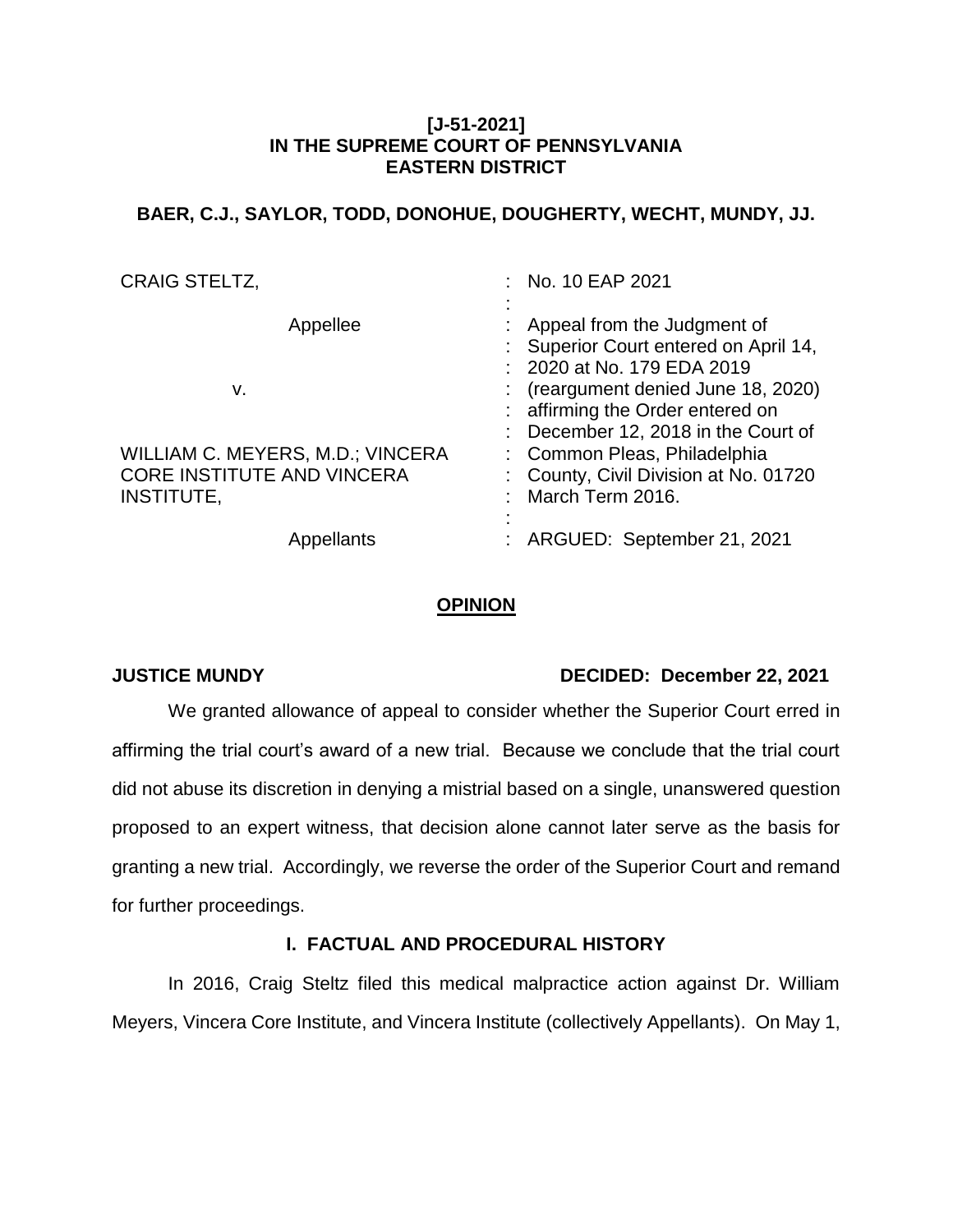**[J-51-2021]**
**IN THE SUPREME COURT OF PENNSYLVANIA**
**EASTERN DISTRICT**

**BAER, C.J., SAYLOR, TODD, DONOHUE, DOUGHERTY, WECHT, MUNDY, JJ.**

| | |
|---|---|
| CRAIG STELTZ, | No. 10 EAP 2021 |
| Appellee | Appeal from the Judgment of Superior Court entered on April 14, 2020 at No. 179 EDA 2019 (reargument denied June 18, 2020) affirming the Order entered on December 12, 2018 in the Court of Common Pleas, Philadelphia County, Civil Division at No. 01720 March Term 2016. |
| v. | |
| WILLIAM C. MEYERS, M.D.; VINCERA CORE INSTITUTE AND VINCERA INSTITUTE, | |
| Appellants | ARGUED: September 21, 2021 |

## **OPINION**

**JUSTICE MUNDY** **DECIDED: December 22, 2021**

We granted allowance of appeal to consider whether the Superior Court erred in affirming the trial court's award of a new trial. Because we conclude that the trial court did not abuse its discretion in denying a mistrial based on a single, unanswered question proposed to an expert witness, that decision alone cannot later serve as the basis for granting a new trial. Accordingly, we reverse the order of the Superior Court and remand for further proceedings.

### **I. FACTUAL AND PROCEDURAL HISTORY**

In 2016, Craig Steltz filed this medical malpractice action against Dr. William Meyers, Vincera Core Institute, and Vincera Institute (collectively Appellants). On May 1,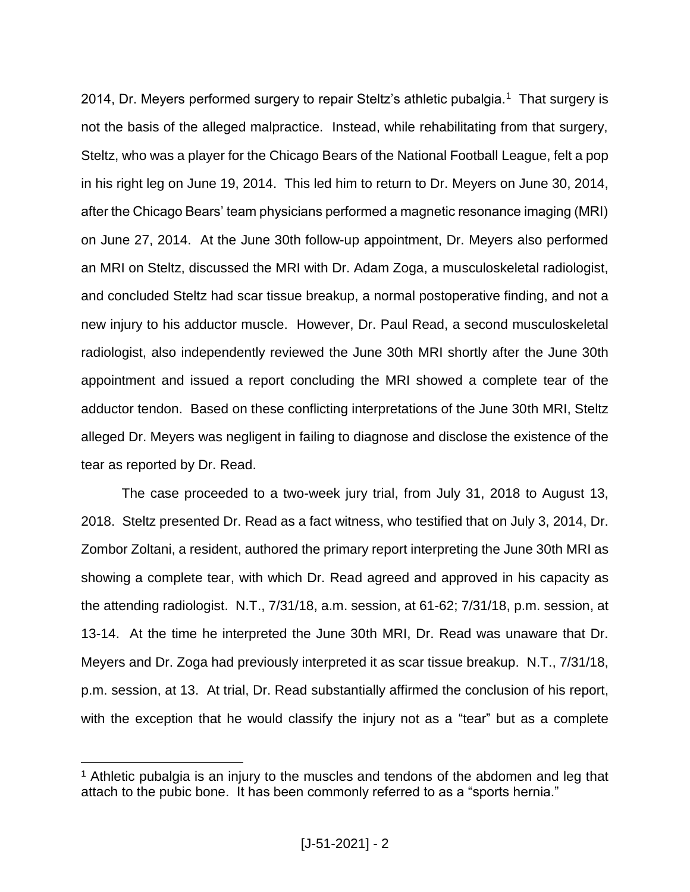2014, Dr. Meyers performed surgery to repair Steltz's athletic pubalgia.[1] That surgery is not the basis of the alleged malpractice. Instead, while rehabilitating from that surgery, Steltz, who was a player for the Chicago Bears of the National Football League, felt a pop in his right leg on June 19, 2014. This led him to return to Dr. Meyers on June 30, 2014, after the Chicago Bears' team physicians performed a magnetic resonance imaging (MRI) on June 27, 2014. At the June 30th follow-up appointment, Dr. Meyers also performed an MRI on Steltz, discussed the MRI with Dr. Adam Zoga, a musculoskeletal radiologist, and concluded Steltz had scar tissue breakup, a normal postoperative finding, and not a new injury to his adductor muscle. However, Dr. Paul Read, a second musculoskeletal radiologist, also independently reviewed the June 30th MRI shortly after the June 30th appointment and issued a report concluding the MRI showed a complete tear of the adductor tendon. Based on these conflicting interpretations of the June 30th MRI, Steltz alleged Dr. Meyers was negligent in failing to diagnose and disclose the existence of the tear as reported by Dr. Read.

The case proceeded to a two-week jury trial, from July 31, 2018 to August 13, 2018. Steltz presented Dr. Read as a fact witness, who testified that on July 3, 2014, Dr. Zombor Zoltani, a resident, authored the primary report interpreting the June 30th MRI as showing a complete tear, with which Dr. Read agreed and approved in his capacity as the attending radiologist. N.T., 7/31/18, a.m. session, at 61-62; 7/31/18, p.m. session, at 13-14. At the time he interpreted the June 30th MRI, Dr. Read was unaware that Dr. Meyers and Dr. Zoga had previously interpreted it as scar tissue breakup. N.T., 7/31/18, p.m. session, at 13. At trial, Dr. Read substantially affirmed the conclusion of his report, with the exception that he would classify the injury not as a "tear" but as a complete

[1] Athletic pubalgia is an injury to the muscles and tendons of the abdomen and leg that attach to the pubic bone. It has been commonly referred to as a "sports hernia."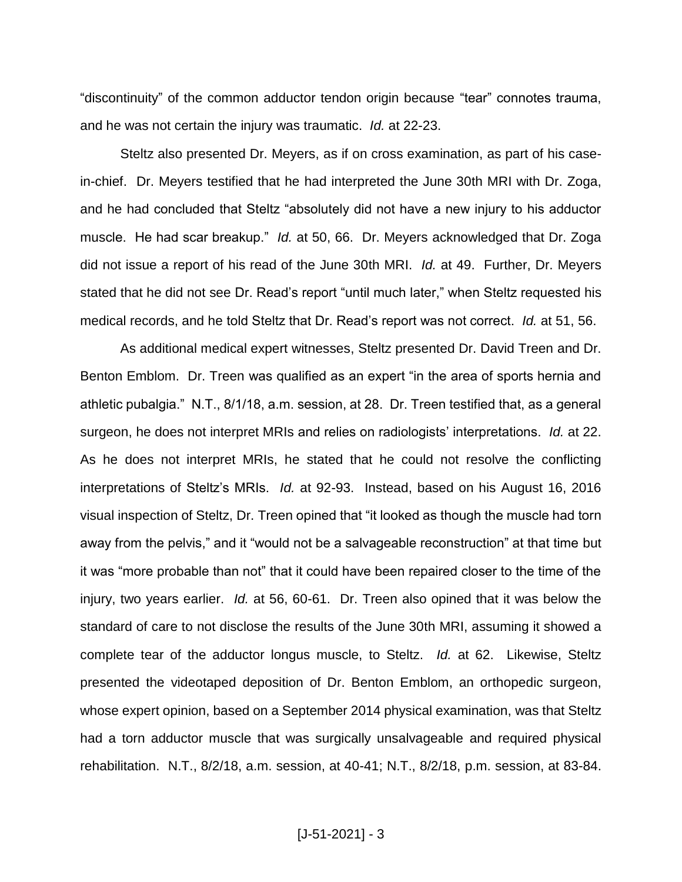"discontinuity" of the common adductor tendon origin because "tear" connotes trauma, and he was not certain the injury was traumatic. *Id.* at 22-23.

Steltz also presented Dr. Meyers, as if on cross examination, as part of his case-in-chief. Dr. Meyers testified that he had interpreted the June 30th MRI with Dr. Zoga, and he had concluded that Steltz "absolutely did not have a new injury to his adductor muscle. He had scar breakup." *Id.* at 50, 66. Dr. Meyers acknowledged that Dr. Zoga did not issue a report of his read of the June 30th MRI. *Id.* at 49. Further, Dr. Meyers stated that he did not see Dr. Read's report "until much later," when Steltz requested his medical records, and he told Steltz that Dr. Read's report was not correct. *Id.* at 51, 56.

As additional medical expert witnesses, Steltz presented Dr. David Treen and Dr. Benton Emblom. Dr. Treen was qualified as an expert "in the area of sports hernia and athletic pubalgia." N.T., 8/1/18, a.m. session, at 28. Dr. Treen testified that, as a general surgeon, he does not interpret MRIs and relies on radiologists' interpretations. *Id.* at 22. As he does not interpret MRIs, he stated that he could not resolve the conflicting interpretations of Steltz's MRIs. *Id.* at 92-93. Instead, based on his August 16, 2016 visual inspection of Steltz, Dr. Treen opined that "it looked as though the muscle had torn away from the pelvis," and it "would not be a salvageable reconstruction" at that time but it was "more probable than not" that it could have been repaired closer to the time of the injury, two years earlier. *Id.* at 56, 60-61. Dr. Treen also opined that it was below the standard of care to not disclose the results of the June 30th MRI, assuming it showed a complete tear of the adductor longus muscle, to Steltz. *Id.* at 62. Likewise, Steltz presented the videotaped deposition of Dr. Benton Emblom, an orthopedic surgeon, whose expert opinion, based on a September 2014 physical examination, was that Steltz had a torn adductor muscle that was surgically unsalvageable and required physical rehabilitation. N.T., 8/2/18, a.m. session, at 40-41; N.T., 8/2/18, p.m. session, at 83-84.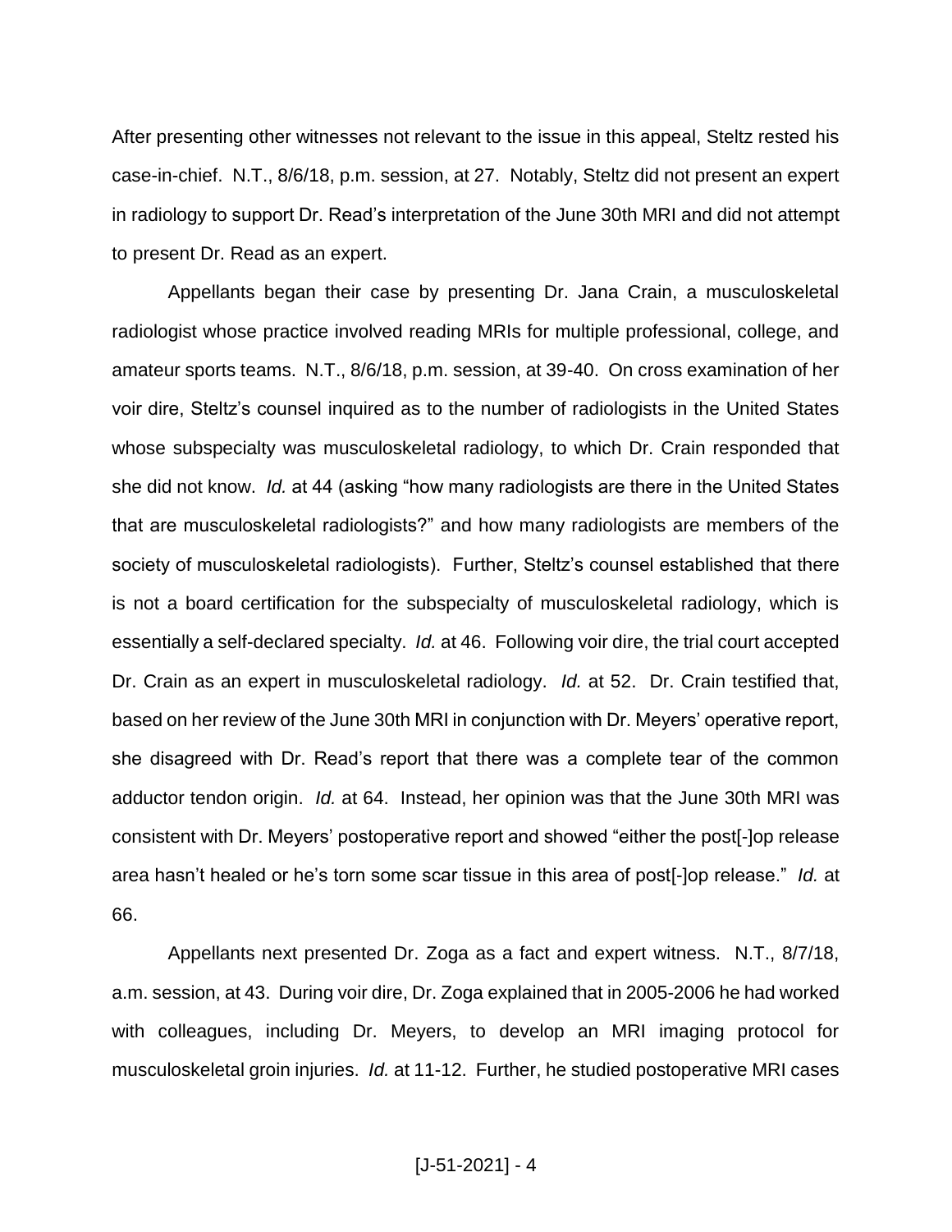After presenting other witnesses not relevant to the issue in this appeal, Steltz rested his case-in-chief. N.T., 8/6/18, p.m. session, at 27. Notably, Steltz did not present an expert in radiology to support Dr. Read's interpretation of the June 30th MRI and did not attempt to present Dr. Read as an expert.

Appellants began their case by presenting Dr. Jana Crain, a musculoskeletal radiologist whose practice involved reading MRIs for multiple professional, college, and amateur sports teams. N.T., 8/6/18, p.m. session, at 39-40. On cross examination of her voir dire, Steltz's counsel inquired as to the number of radiologists in the United States whose subspecialty was musculoskeletal radiology, to which Dr. Crain responded that she did not know. *Id.* at 44 (asking "how many radiologists are there in the United States that are musculoskeletal radiologists?" and how many radiologists are members of the society of musculoskeletal radiologists). Further, Steltz's counsel established that there is not a board certification for the subspecialty of musculoskeletal radiology, which is essentially a self-declared specialty. *Id.* at 46. Following voir dire, the trial court accepted Dr. Crain as an expert in musculoskeletal radiology. *Id.* at 52. Dr. Crain testified that, based on her review of the June 30th MRI in conjunction with Dr. Meyers' operative report, she disagreed with Dr. Read's report that there was a complete tear of the common adductor tendon origin. *Id.* at 64. Instead, her opinion was that the June 30th MRI was consistent with Dr. Meyers' postoperative report and showed "either the post[-]op release area hasn't healed or he's torn some scar tissue in this area of post[-]op release." *Id.* at 66.

Appellants next presented Dr. Zoga as a fact and expert witness. N.T., 8/7/18, a.m. session, at 43. During voir dire, Dr. Zoga explained that in 2005-2006 he had worked with colleagues, including Dr. Meyers, to develop an MRI imaging protocol for musculoskeletal groin injuries. *Id.* at 11-12. Further, he studied postoperative MRI cases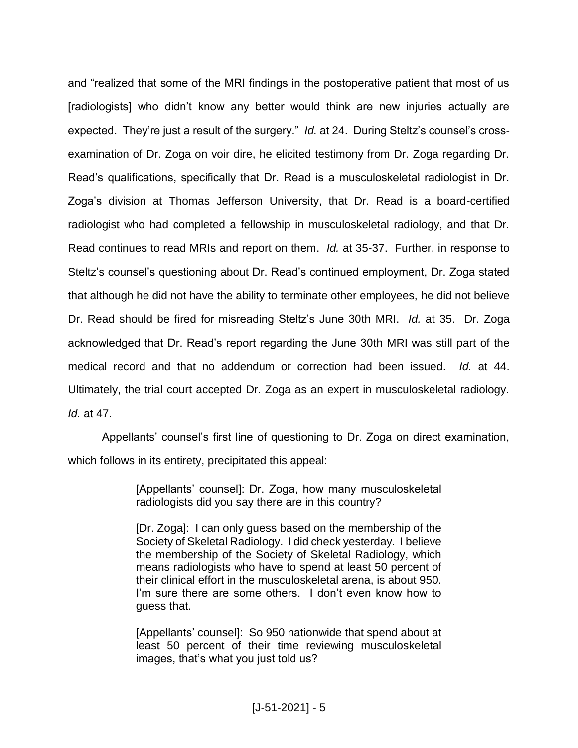and "realized that some of the MRI findings in the postoperative patient that most of us [radiologists] who didn't know any better would think are new injuries actually are expected. They're just a result of the surgery." *Id.* at 24. During Steltz's counsel's cross-examination of Dr. Zoga on voir dire, he elicited testimony from Dr. Zoga regarding Dr. Read's qualifications, specifically that Dr. Read is a musculoskeletal radiologist in Dr. Zoga's division at Thomas Jefferson University, that Dr. Read is a board-certified radiologist who had completed a fellowship in musculoskeletal radiology, and that Dr. Read continues to read MRIs and report on them. *Id.* at 35-37. Further, in response to Steltz's counsel's questioning about Dr. Read's continued employment, Dr. Zoga stated that although he did not have the ability to terminate other employees, he did not believe Dr. Read should be fired for misreading Steltz's June 30th MRI. *Id.* at 35. Dr. Zoga acknowledged that Dr. Read's report regarding the June 30th MRI was still part of the medical record and that no addendum or correction had been issued. *Id.* at 44. Ultimately, the trial court accepted Dr. Zoga as an expert in musculoskeletal radiology. *Id.* at 47.

Appellants' counsel's first line of questioning to Dr. Zoga on direct examination, which follows in its entirety, precipitated this appeal:

> [Appellants' counsel]: Dr. Zoga, how many musculoskeletal radiologists did you say there are in this country?
>
> [Dr. Zoga]: I can only guess based on the membership of the Society of Skeletal Radiology. I did check yesterday. I believe the membership of the Society of Skeletal Radiology, which means radiologists who have to spend at least 50 percent of their clinical effort in the musculoskeletal arena, is about 950. I'm sure there are some others. I don't even know how to guess that.
>
> [Appellants' counsel]: So 950 nationwide that spend about at least 50 percent of their time reviewing musculoskeletal images, that's what you just told us?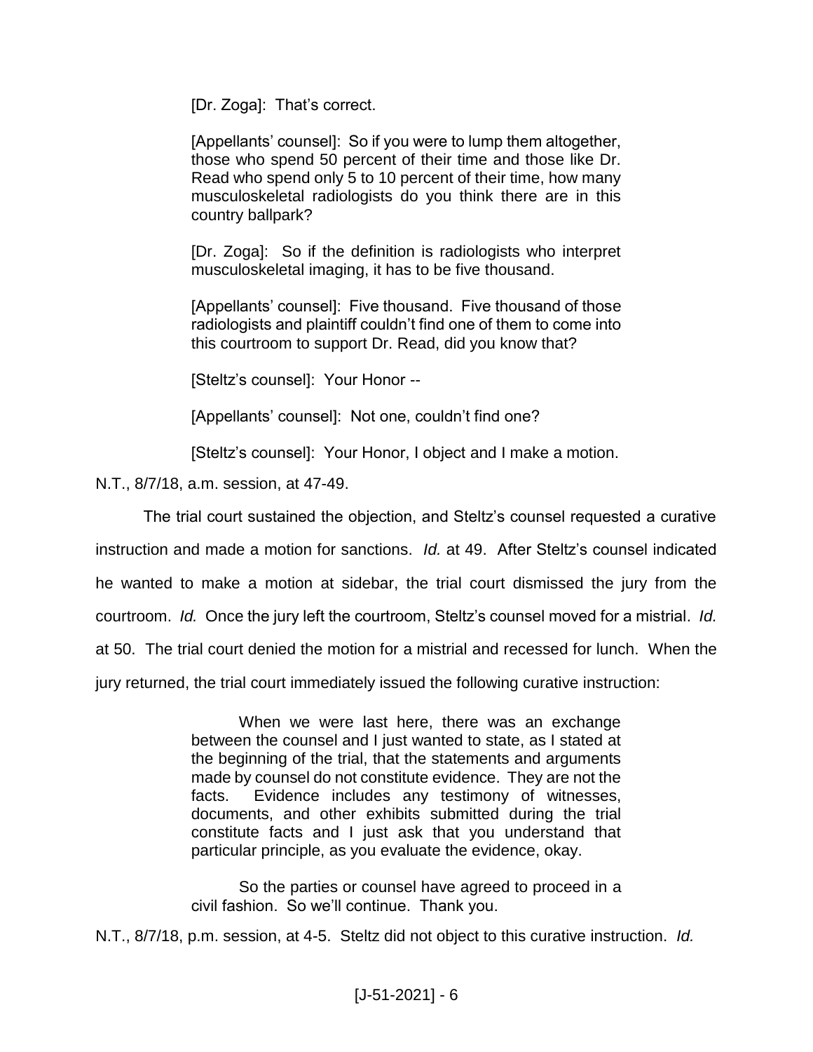> [Dr. Zoga]: That's correct.
>
> [Appellants' counsel]: So if you were to lump them altogether, those who spend 50 percent of their time and those like Dr. Read who spend only 5 to 10 percent of their time, how many musculoskeletal radiologists do you think there are in this country ballpark?
>
> [Dr. Zoga]: So if the definition is radiologists who interpret musculoskeletal imaging, it has to be five thousand.
>
> [Appellants' counsel]: Five thousand. Five thousand of those radiologists and plaintiff couldn't find one of them to come into this courtroom to support Dr. Read, did you know that?
>
> [Steltz's counsel]: Your Honor --
>
> [Appellants' counsel]: Not one, couldn't find one?
>
> [Steltz's counsel]: Your Honor, I object and I make a motion.

N.T., 8/7/18, a.m. session, at 47-49.

The trial court sustained the objection, and Steltz's counsel requested a curative instruction and made a motion for sanctions. *Id.* at 49. After Steltz's counsel indicated he wanted to make a motion at sidebar, the trial court dismissed the jury from the courtroom. *Id.* Once the jury left the courtroom, Steltz's counsel moved for a mistrial. *Id.* at 50. The trial court denied the motion for a mistrial and recessed for lunch. When the jury returned, the trial court immediately issued the following curative instruction:

> When we were last here, there was an exchange between the counsel and I just wanted to state, as I stated at the beginning of the trial, that the statements and arguments made by counsel do not constitute evidence. They are not the facts. Evidence includes any testimony of witnesses, documents, and other exhibits submitted during the trial constitute facts and I just ask that you understand that particular principle, as you evaluate the evidence, okay.
>
> So the parties or counsel have agreed to proceed in a civil fashion. So we'll continue. Thank you.

N.T., 8/7/18, p.m. session, at 4-5. Steltz did not object to this curative instruction. *Id.*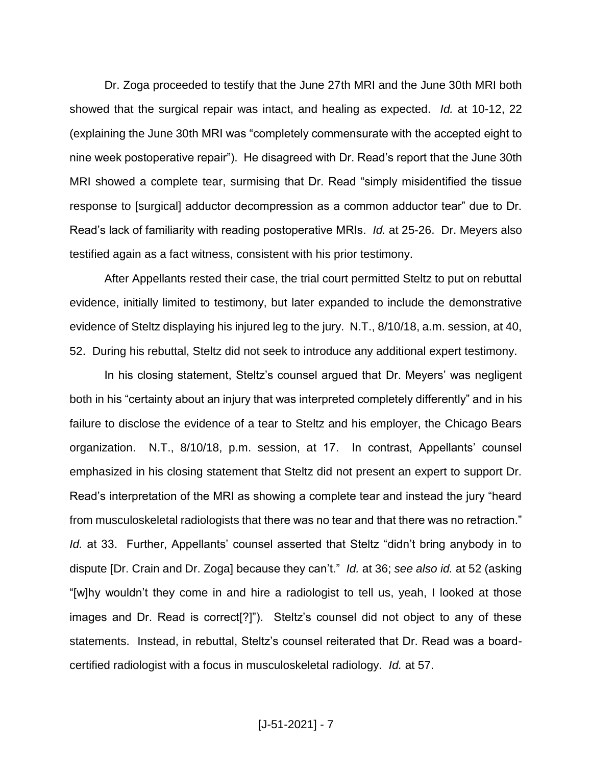Dr. Zoga proceeded to testify that the June 27th MRI and the June 30th MRI both showed that the surgical repair was intact, and healing as expected. *Id.* at 10-12, 22 (explaining the June 30th MRI was "completely commensurate with the accepted eight to nine week postoperative repair"). He disagreed with Dr. Read's report that the June 30th MRI showed a complete tear, surmising that Dr. Read "simply misidentified the tissue response to [surgical] adductor decompression as a common adductor tear" due to Dr. Read's lack of familiarity with reading postoperative MRIs. *Id.* at 25-26. Dr. Meyers also testified again as a fact witness, consistent with his prior testimony.

After Appellants rested their case, the trial court permitted Steltz to put on rebuttal evidence, initially limited to testimony, but later expanded to include the demonstrative evidence of Steltz displaying his injured leg to the jury. N.T., 8/10/18, a.m. session, at 40, 52. During his rebuttal, Steltz did not seek to introduce any additional expert testimony.

In his closing statement, Steltz's counsel argued that Dr. Meyers' was negligent both in his "certainty about an injury that was interpreted completely differently" and in his failure to disclose the evidence of a tear to Steltz and his employer, the Chicago Bears organization. N.T., 8/10/18, p.m. session, at 17. In contrast, Appellants' counsel emphasized in his closing statement that Steltz did not present an expert to support Dr. Read's interpretation of the MRI as showing a complete tear and instead the jury "heard from musculoskeletal radiologists that there was no tear and that there was no retraction." *Id.* at 33. Further, Appellants' counsel asserted that Steltz "didn't bring anybody in to dispute [Dr. Crain and Dr. Zoga] because they can't." *Id.* at 36; *see also id.* at 52 (asking "[w]hy wouldn't they come in and hire a radiologist to tell us, yeah, I looked at those images and Dr. Read is correct[?]"). Steltz's counsel did not object to any of these statements. Instead, in rebuttal, Steltz's counsel reiterated that Dr. Read was a board-certified radiologist with a focus in musculoskeletal radiology. *Id.* at 57.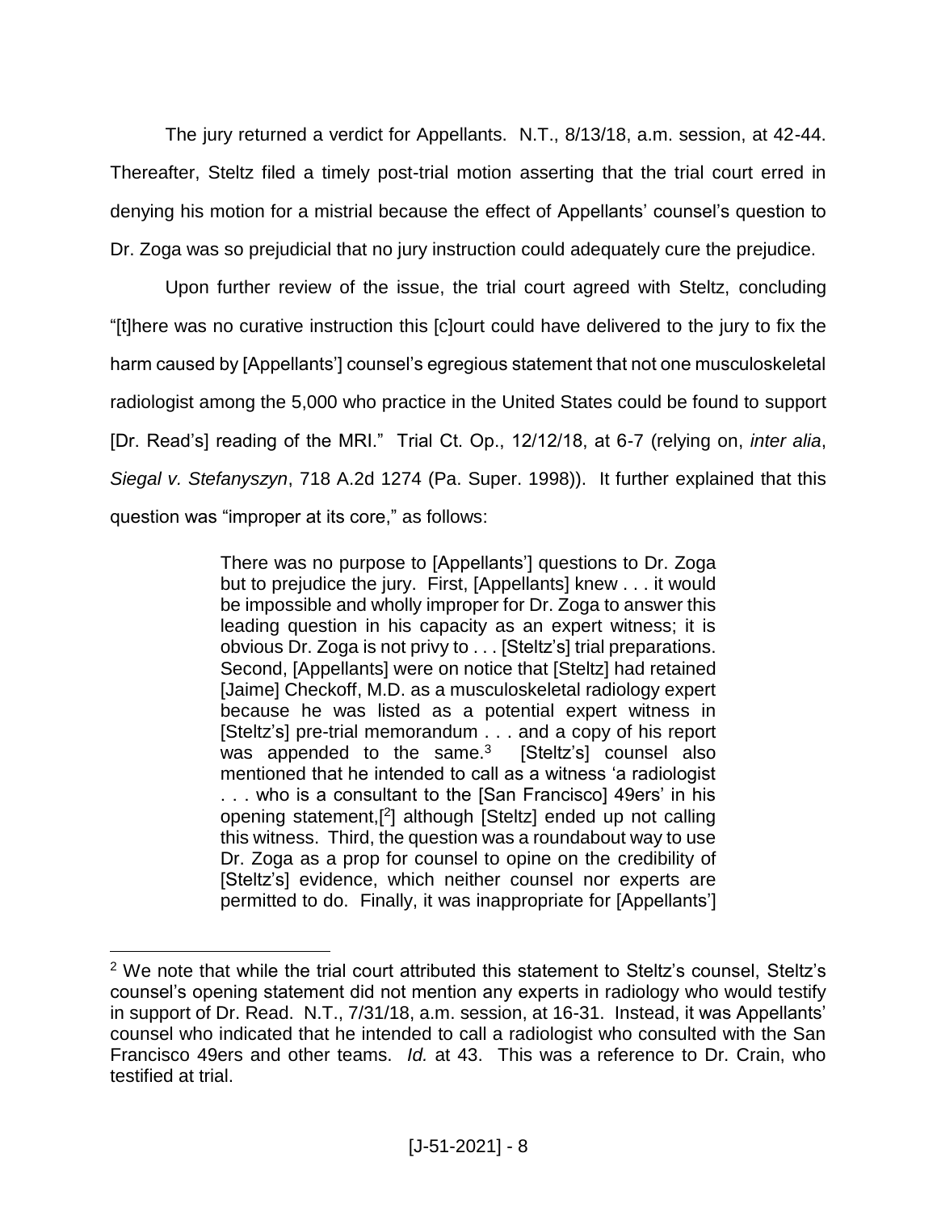The jury returned a verdict for Appellants. N.T., 8/13/18, a.m. session, at 42-44. Thereafter, Steltz filed a timely post-trial motion asserting that the trial court erred in denying his motion for a mistrial because the effect of Appellants' counsel's question to Dr. Zoga was so prejudicial that no jury instruction could adequately cure the prejudice.

Upon further review of the issue, the trial court agreed with Steltz, concluding "[t]here was no curative instruction this [c]ourt could have delivered to the jury to fix the harm caused by [Appellants'] counsel's egregious statement that not one musculoskeletal radiologist among the 5,000 who practice in the United States could be found to support [Dr. Read's] reading of the MRI." Trial Ct. Op., 12/12/18, at 6-7 (relying on, *inter alia*, *Siegal v. Stefanyszyn*, 718 A.2d 1274 (Pa. Super. 1998)). It further explained that this question was "improper at its core," as follows:

> There was no purpose to [Appellants'] questions to Dr. Zoga but to prejudice the jury. First, [Appellants] knew . . . it would be impossible and wholly improper for Dr. Zoga to answer this leading question in his capacity as an expert witness; it is obvious Dr. Zoga is not privy to . . . [Steltz's] trial preparations. Second, [Appellants] were on notice that [Steltz] had retained [Jaime] Checkoff, M.D. as a musculoskeletal radiology expert because he was listed as a potential expert witness in [Steltz's] pre-trial memorandum . . . and a copy of his report was appended to the same.[3] [Steltz's] counsel also mentioned that he intended to call as a witness 'a radiologist . . . who is a consultant to the [San Francisco] 49ers' in his opening statement,[[2]] although [Steltz] ended up not calling this witness. Third, the question was a roundabout way to use Dr. Zoga as a prop for counsel to opine on the credibility of [Steltz's] evidence, which neither counsel nor experts are permitted to do. Finally, it was inappropriate for [Appellants']

---

[2] We note that while the trial court attributed this statement to Steltz's counsel, Steltz's counsel's opening statement did not mention any experts in radiology who would testify in support of Dr. Read. N.T., 7/31/18, a.m. session, at 16-31. Instead, it was Appellants' counsel who indicated that he intended to call a radiologist who consulted with the San Francisco 49ers and other teams. *Id.* at 43. This was a reference to Dr. Crain, who testified at trial.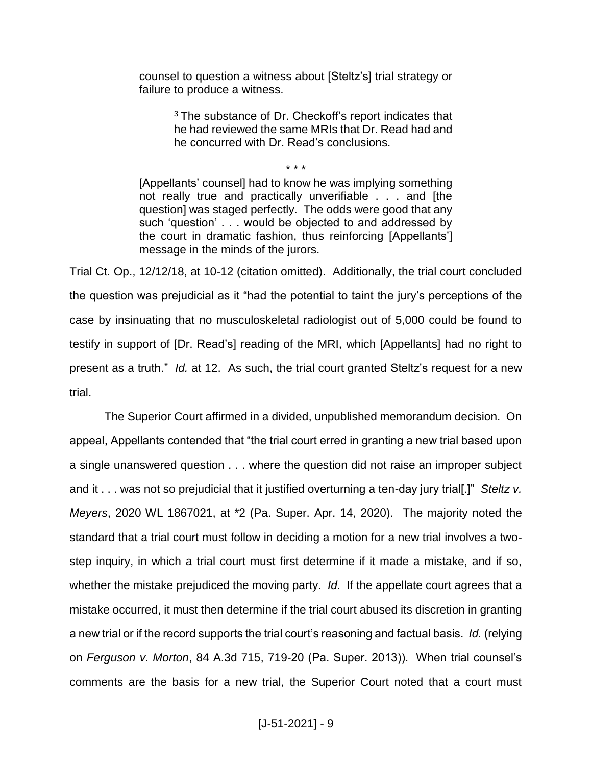> counsel to question a witness about [Steltz's] trial strategy or failure to produce a witness.
>
> > [3] The substance of Dr. Checkoff's report indicates that he had reviewed the same MRIs that Dr. Read had and he concurred with Dr. Read's conclusions.
>
> \* \* \*
>
> [Appellants' counsel] had to know he was implying something not really true and practically unverifiable . . . and [the question] was staged perfectly. The odds were good that any such 'question' . . . would be objected to and addressed by the court in dramatic fashion, thus reinforcing [Appellants'] message in the minds of the jurors.

Trial Ct. Op., 12/12/18, at 10-12 (citation omitted). Additionally, the trial court concluded the question was prejudicial as it "had the potential to taint the jury's perceptions of the case by insinuating that no musculoskeletal radiologist out of 5,000 could be found to testify in support of [Dr. Read's] reading of the MRI, which [Appellants] had no right to present as a truth." *Id.* at 12. As such, the trial court granted Steltz's request for a new trial.

The Superior Court affirmed in a divided, unpublished memorandum decision. On appeal, Appellants contended that "the trial court erred in granting a new trial based upon a single unanswered question . . . where the question did not raise an improper subject and it . . . was not so prejudicial that it justified overturning a ten-day jury trial[.]" *Steltz v. Meyers*, 2020 WL 1867021, at \*2 (Pa. Super. Apr. 14, 2020). The majority noted the standard that a trial court must follow in deciding a motion for a new trial involves a two-step inquiry, in which a trial court must first determine if it made a mistake, and if so, whether the mistake prejudiced the moving party. *Id.* If the appellate court agrees that a mistake occurred, it must then determine if the trial court abused its discretion in granting a new trial or if the record supports the trial court's reasoning and factual basis. *Id.* (relying on *Ferguson v. Morton*, 84 A.3d 715, 719-20 (Pa. Super. 2013)). When trial counsel's comments are the basis for a new trial, the Superior Court noted that a court must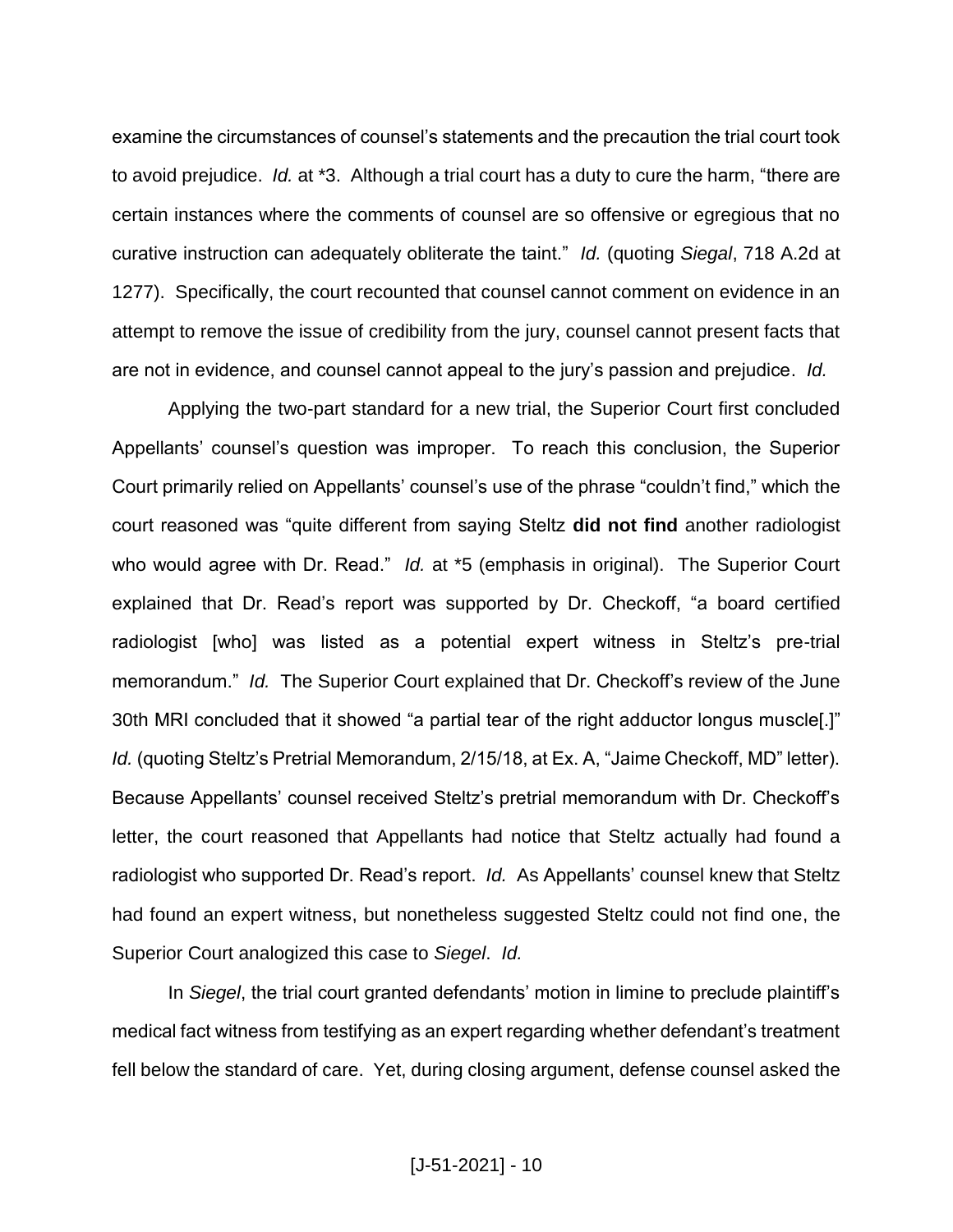examine the circumstances of counsel's statements and the precaution the trial court took to avoid prejudice. *Id.* at *3. Although a trial court has a duty to cure the harm, "there are certain instances where the comments of counsel are so offensive or egregious that no curative instruction can adequately obliterate the taint." *Id.* (quoting *Siegal*, 718 A.2d at 1277). Specifically, the court recounted that counsel cannot comment on evidence in an attempt to remove the issue of credibility from the jury, counsel cannot present facts that are not in evidence, and counsel cannot appeal to the jury's passion and prejudice. *Id.*

Applying the two-part standard for a new trial, the Superior Court first concluded Appellants' counsel's question was improper. To reach this conclusion, the Superior Court primarily relied on Appellants' counsel's use of the phrase "couldn't find," which the court reasoned was "quite different from saying Steltz **did not find** another radiologist who would agree with Dr. Read." *Id.* at *5 (emphasis in original). The Superior Court explained that Dr. Read's report was supported by Dr. Checkoff, "a board certified radiologist [who] was listed as a potential expert witness in Steltz's pre-trial memorandum." *Id.* The Superior Court explained that Dr. Checkoff's review of the June 30th MRI concluded that it showed "a partial tear of the right adductor longus muscle[.]" *Id.* (quoting Steltz's Pretrial Memorandum, 2/15/18, at Ex. A, "Jaime Checkoff, MD" letter). Because Appellants' counsel received Steltz's pretrial memorandum with Dr. Checkoff's letter, the court reasoned that Appellants had notice that Steltz actually had found a radiologist who supported Dr. Read's report. *Id.* As Appellants' counsel knew that Steltz had found an expert witness, but nonetheless suggested Steltz could not find one, the Superior Court analogized this case to *Siegel*. *Id.*

In *Siegel*, the trial court granted defendants' motion in limine to preclude plaintiff's medical fact witness from testifying as an expert regarding whether defendant's treatment fell below the standard of care. Yet, during closing argument, defense counsel asked the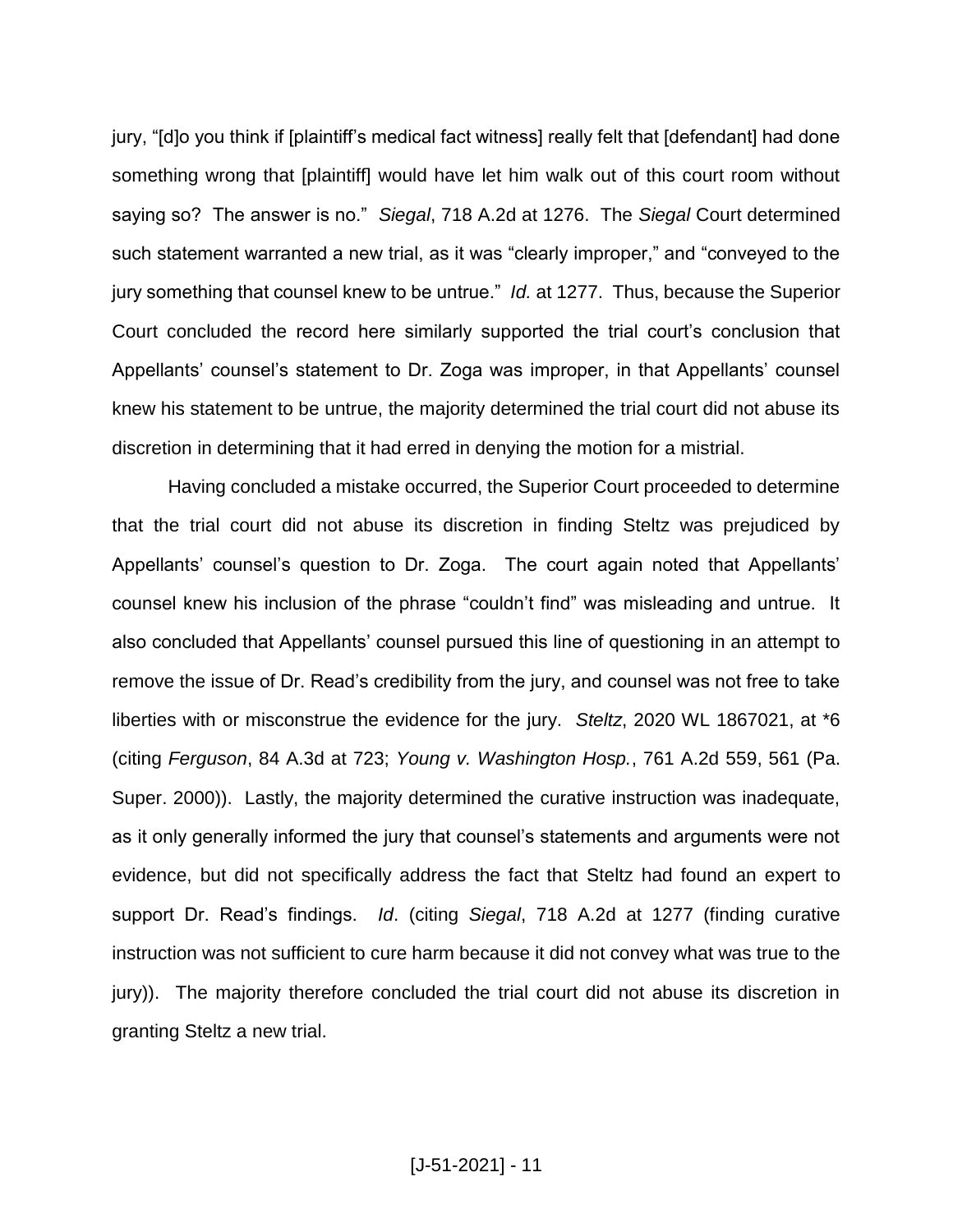jury, "[d]o you think if [plaintiff's medical fact witness] really felt that [defendant] had done something wrong that [plaintiff] would have let him walk out of this court room without saying so? The answer is no." *Siegal*, 718 A.2d at 1276. The *Siegal* Court determined such statement warranted a new trial, as it was "clearly improper," and "conveyed to the jury something that counsel knew to be untrue." *Id.* at 1277. Thus, because the Superior Court concluded the record here similarly supported the trial court's conclusion that Appellants' counsel's statement to Dr. Zoga was improper, in that Appellants' counsel knew his statement to be untrue, the majority determined the trial court did not abuse its discretion in determining that it had erred in denying the motion for a mistrial.

Having concluded a mistake occurred, the Superior Court proceeded to determine that the trial court did not abuse its discretion in finding Steltz was prejudiced by Appellants' counsel's question to Dr. Zoga. The court again noted that Appellants' counsel knew his inclusion of the phrase "couldn't find" was misleading and untrue. It also concluded that Appellants' counsel pursued this line of questioning in an attempt to remove the issue of Dr. Read's credibility from the jury, and counsel was not free to take liberties with or misconstrue the evidence for the jury. *Steltz*, 2020 WL 1867021, at *6 (citing *Ferguson*, 84 A.3d at 723; *Young v. Washington Hosp.*, 761 A.2d 559, 561 (Pa. Super. 2000)). Lastly, the majority determined the curative instruction was inadequate, as it only generally informed the jury that counsel's statements and arguments were not evidence, but did not specifically address the fact that Steltz had found an expert to support Dr. Read's findings. *Id*. (citing *Siegal*, 718 A.2d at 1277 (finding curative instruction was not sufficient to cure harm because it did not convey what was true to the jury)). The majority therefore concluded the trial court did not abuse its discretion in granting Steltz a new trial.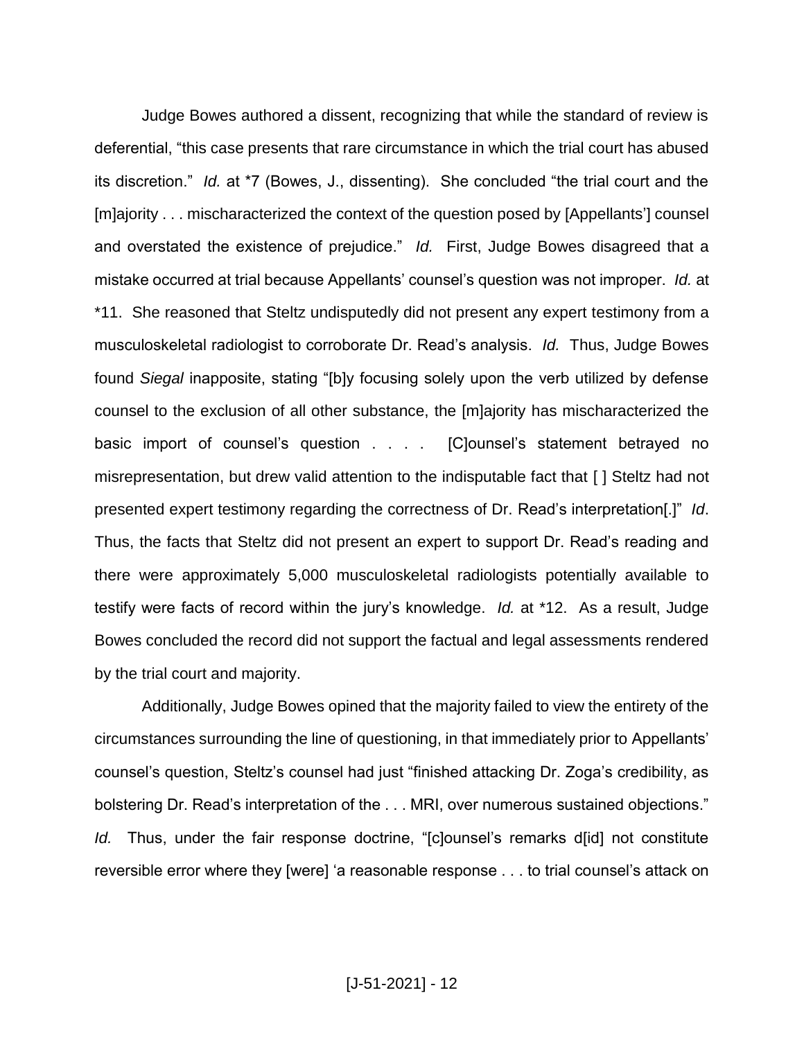Judge Bowes authored a dissent, recognizing that while the standard of review is deferential, "this case presents that rare circumstance in which the trial court has abused its discretion." *Id.* at *7 (Bowes, J., dissenting). She concluded "the trial court and the [m]ajority . . . mischaracterized the context of the question posed by [Appellants'] counsel and overstated the existence of prejudice." *Id.* First, Judge Bowes disagreed that a mistake occurred at trial because Appellants' counsel's question was not improper. *Id.* at *11. She reasoned that Steltz undisputedly did not present any expert testimony from a musculoskeletal radiologist to corroborate Dr. Read's analysis. *Id.* Thus, Judge Bowes found *Siegal* inapposite, stating "[b]y focusing solely upon the verb utilized by defense counsel to the exclusion of all other substance, the [m]ajority has mischaracterized the basic import of counsel's question . . . . [C]ounsel's statement betrayed no misrepresentation, but drew valid attention to the indisputable fact that [ ] Steltz had not presented expert testimony regarding the correctness of Dr. Read's interpretation[.]" *Id*. Thus, the facts that Steltz did not present an expert to support Dr. Read's reading and there were approximately 5,000 musculoskeletal radiologists potentially available to testify were facts of record within the jury's knowledge. *Id.* at *12. As a result, Judge Bowes concluded the record did not support the factual and legal assessments rendered by the trial court and majority.

Additionally, Judge Bowes opined that the majority failed to view the entirety of the circumstances surrounding the line of questioning, in that immediately prior to Appellants' counsel's question, Steltz's counsel had just "finished attacking Dr. Zoga's credibility, as bolstering Dr. Read's interpretation of the . . . MRI, over numerous sustained objections." *Id.* Thus, under the fair response doctrine, "[c]ounsel's remarks d[id] not constitute reversible error where they [were] 'a reasonable response . . . to trial counsel's attack on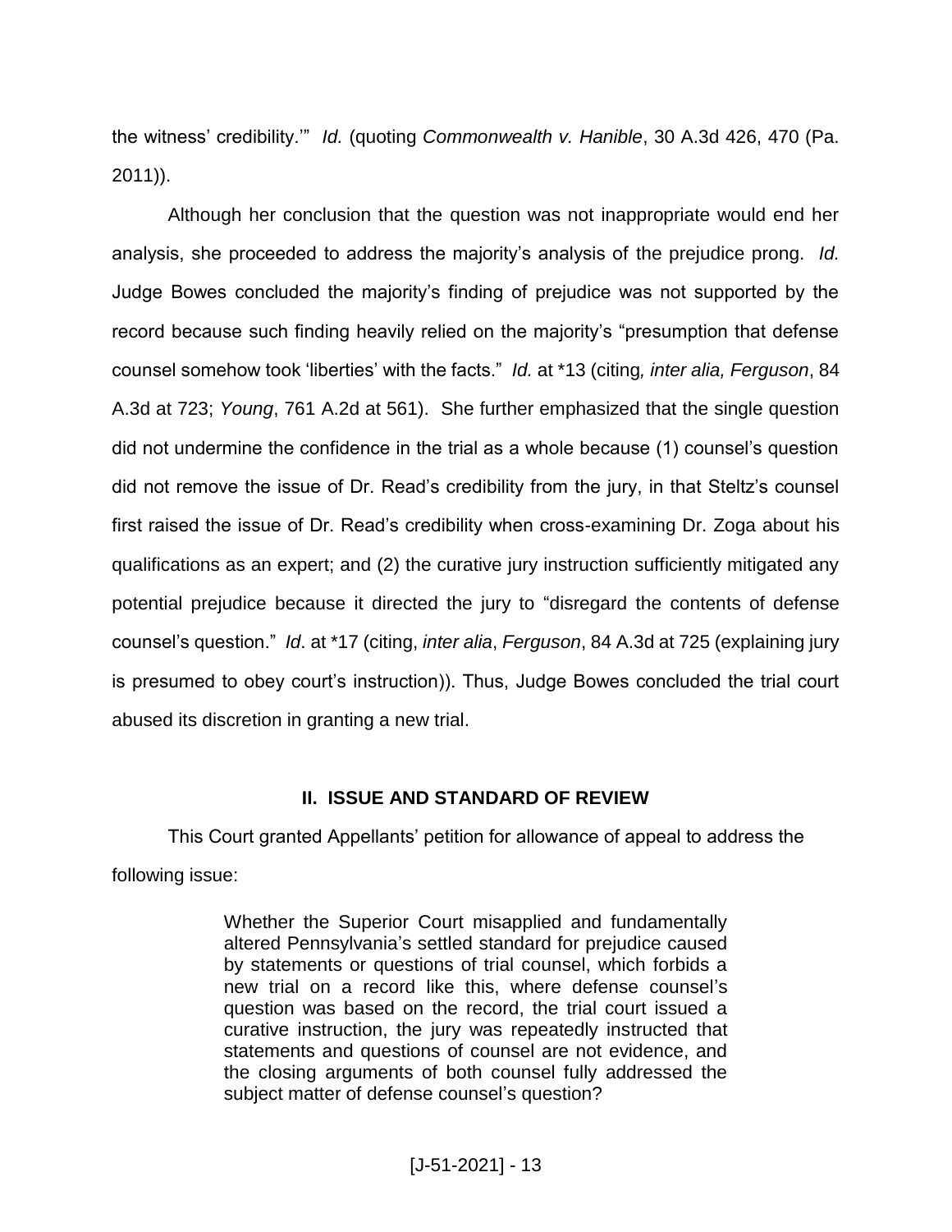the witness' credibility.'" *Id.* (quoting *Commonwealth v. Hanible*, 30 A.3d 426, 470 (Pa. 2011)).

Although her conclusion that the question was not inappropriate would end her analysis, she proceeded to address the majority's analysis of the prejudice prong. *Id.* Judge Bowes concluded the majority's finding of prejudice was not supported by the record because such finding heavily relied on the majority's "presumption that defense counsel somehow took 'liberties' with the facts." *Id.* at *13 (citing*, inter alia, Ferguson*, 84 A.3d at 723; *Young*, 761 A.2d at 561). She further emphasized that the single question did not undermine the confidence in the trial as a whole because (1) counsel's question did not remove the issue of Dr. Read's credibility from the jury, in that Steltz's counsel first raised the issue of Dr. Read's credibility when cross-examining Dr. Zoga about his qualifications as an expert; and (2) the curative jury instruction sufficiently mitigated any potential prejudice because it directed the jury to "disregard the contents of defense counsel's question." *Id*. at *17 (citing, *inter alia*, *Ferguson*, 84 A.3d at 725 (explaining jury is presumed to obey court's instruction)). Thus, Judge Bowes concluded the trial court abused its discretion in granting a new trial.

## II. ISSUE AND STANDARD OF REVIEW

This Court granted Appellants' petition for allowance of appeal to address the following issue:

> Whether the Superior Court misapplied and fundamentally altered Pennsylvania's settled standard for prejudice caused by statements or questions of trial counsel, which forbids a new trial on a record like this, where defense counsel's question was based on the record, the trial court issued a curative instruction, the jury was repeatedly instructed that statements and questions of counsel are not evidence, and the closing arguments of both counsel fully addressed the subject matter of defense counsel's question?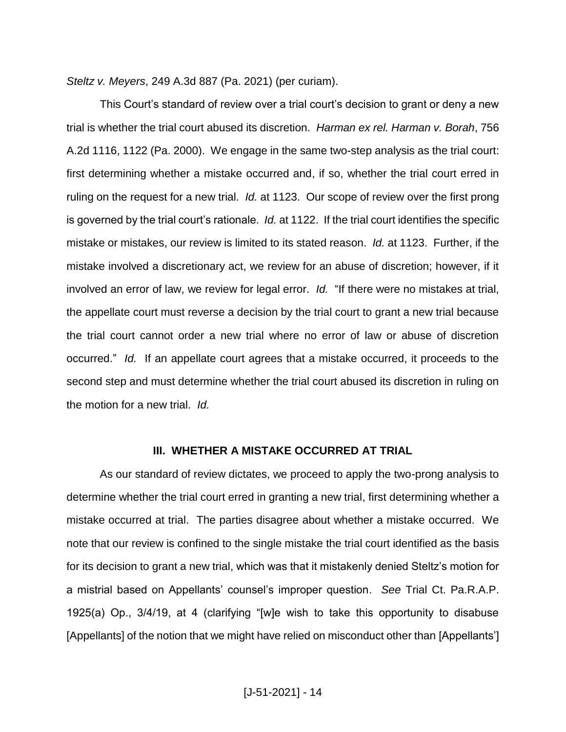*Steltz v. Meyers*, 249 A.3d 887 (Pa. 2021) (per curiam).

This Court's standard of review over a trial court's decision to grant or deny a new trial is whether the trial court abused its discretion. *Harman ex rel. Harman v. Borah*, 756 A.2d 1116, 1122 (Pa. 2000). We engage in the same two-step analysis as the trial court: first determining whether a mistake occurred and, if so, whether the trial court erred in ruling on the request for a new trial. *Id.* at 1123. Our scope of review over the first prong is governed by the trial court's rationale. *Id.* at 1122. If the trial court identifies the specific mistake or mistakes, our review is limited to its stated reason. *Id.* at 1123. Further, if the mistake involved a discretionary act, we review for an abuse of discretion; however, if it involved an error of law, we review for legal error. *Id.* "If there were no mistakes at trial, the appellate court must reverse a decision by the trial court to grant a new trial because the trial court cannot order a new trial where no error of law or abuse of discretion occurred." *Id.* If an appellate court agrees that a mistake occurred, it proceeds to the second step and must determine whether the trial court abused its discretion in ruling on the motion for a new trial. *Id.*

### III. WHETHER A MISTAKE OCCURRED AT TRIAL

As our standard of review dictates, we proceed to apply the two-prong analysis to determine whether the trial court erred in granting a new trial, first determining whether a mistake occurred at trial. The parties disagree about whether a mistake occurred. We note that our review is confined to the single mistake the trial court identified as the basis for its decision to grant a new trial, which was that it mistakenly denied Steltz's motion for a mistrial based on Appellants' counsel's improper question. *See* Trial Ct. Pa.R.A.P. 1925(a) Op., 3/4/19, at 4 (clarifying "[w]e wish to take this opportunity to disabuse [Appellants] of the notion that we might have relied on misconduct other than [Appellants']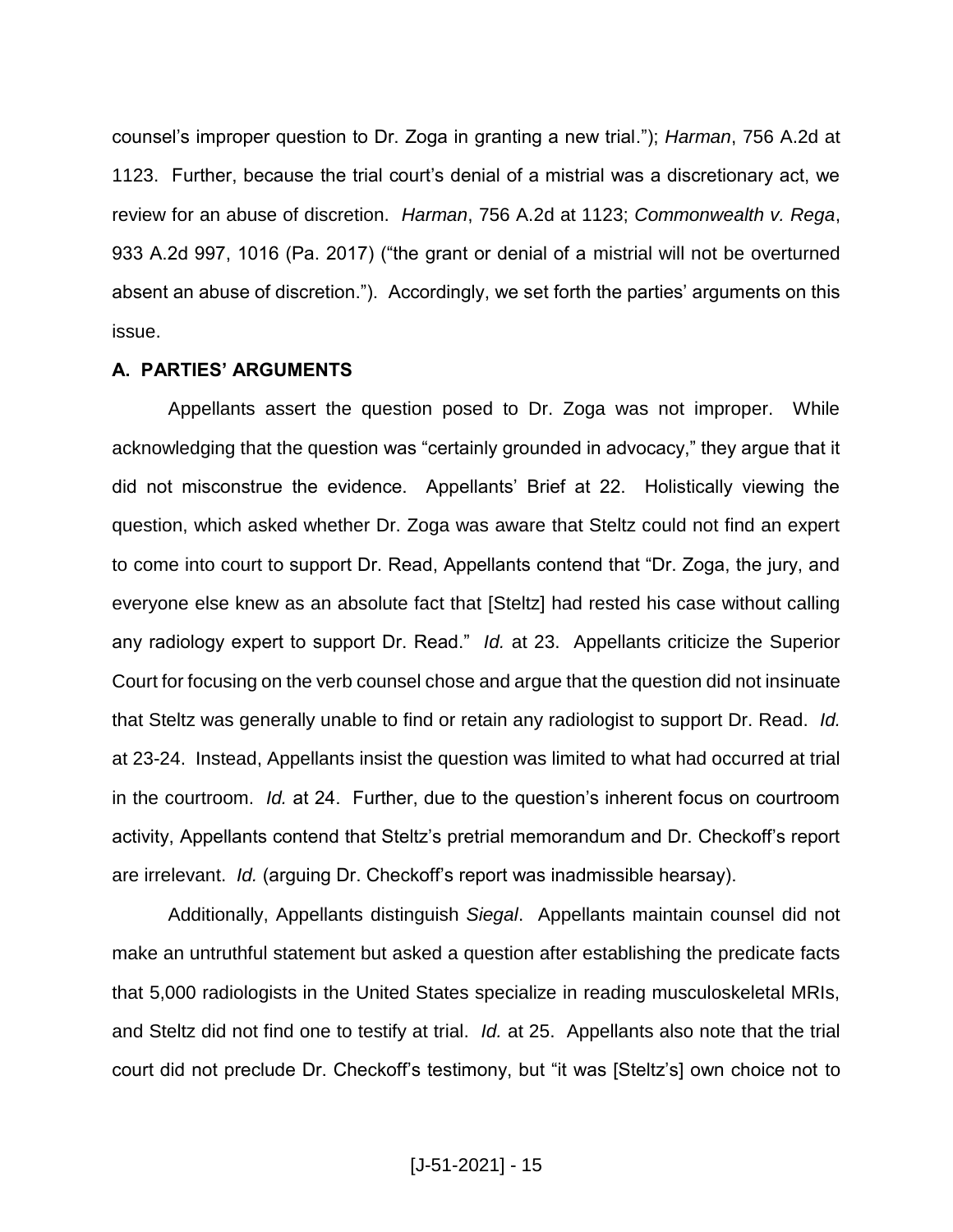counsel's improper question to Dr. Zoga in granting a new trial."); *Harman*, 756 A.2d at 1123. Further, because the trial court's denial of a mistrial was a discretionary act, we review for an abuse of discretion. *Harman*, 756 A.2d at 1123; *Commonwealth v. Rega*, 933 A.2d 997, 1016 (Pa. 2017) ("the grant or denial of a mistrial will not be overturned absent an abuse of discretion."). Accordingly, we set forth the parties' arguments on this issue.

**A. PARTIES' ARGUMENTS**

Appellants assert the question posed to Dr. Zoga was not improper. While acknowledging that the question was "certainly grounded in advocacy," they argue that it did not misconstrue the evidence. Appellants' Brief at 22. Holistically viewing the question, which asked whether Dr. Zoga was aware that Steltz could not find an expert to come into court to support Dr. Read, Appellants contend that "Dr. Zoga, the jury, and everyone else knew as an absolute fact that [Steltz] had rested his case without calling any radiology expert to support Dr. Read." *Id.* at 23. Appellants criticize the Superior Court for focusing on the verb counsel chose and argue that the question did not insinuate that Steltz was generally unable to find or retain any radiologist to support Dr. Read. *Id.* at 23-24. Instead, Appellants insist the question was limited to what had occurred at trial in the courtroom. *Id.* at 24. Further, due to the question's inherent focus on courtroom activity, Appellants contend that Steltz's pretrial memorandum and Dr. Checkoff's report are irrelevant. *Id.* (arguing Dr. Checkoff's report was inadmissible hearsay).

Additionally, Appellants distinguish *Siegal*. Appellants maintain counsel did not make an untruthful statement but asked a question after establishing the predicate facts that 5,000 radiologists in the United States specialize in reading musculoskeletal MRIs, and Steltz did not find one to testify at trial. *Id.* at 25. Appellants also note that the trial court did not preclude Dr. Checkoff's testimony, but "it was [Steltz's] own choice not to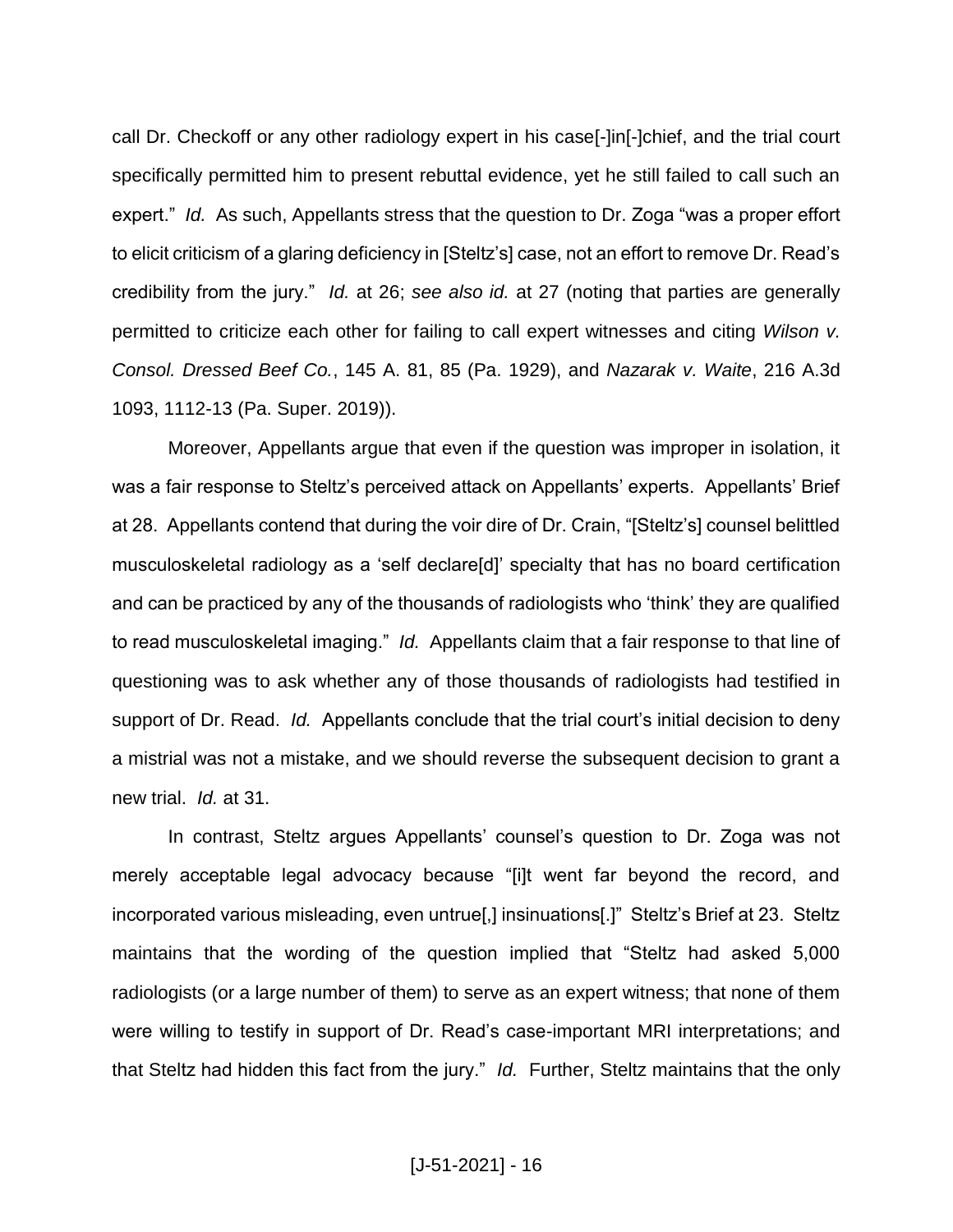call Dr. Checkoff or any other radiology expert in his case[-]in[-]chief, and the trial court specifically permitted him to present rebuttal evidence, yet he still failed to call such an expert." *Id.* As such, Appellants stress that the question to Dr. Zoga "was a proper effort to elicit criticism of a glaring deficiency in [Steltz's] case, not an effort to remove Dr. Read's credibility from the jury." *Id.* at 26; *see also id.* at 27 (noting that parties are generally permitted to criticize each other for failing to call expert witnesses and citing *Wilson v. Consol. Dressed Beef Co.*, 145 A. 81, 85 (Pa. 1929), and *Nazarak v. Waite*, 216 A.3d 1093, 1112-13 (Pa. Super. 2019)).

Moreover, Appellants argue that even if the question was improper in isolation, it was a fair response to Steltz's perceived attack on Appellants' experts. Appellants' Brief at 28. Appellants contend that during the voir dire of Dr. Crain, "[Steltz's] counsel belittled musculoskeletal radiology as a 'self declare[d]' specialty that has no board certification and can be practiced by any of the thousands of radiologists who 'think' they are qualified to read musculoskeletal imaging." *Id.* Appellants claim that a fair response to that line of questioning was to ask whether any of those thousands of radiologists had testified in support of Dr. Read. *Id.* Appellants conclude that the trial court's initial decision to deny a mistrial was not a mistake, and we should reverse the subsequent decision to grant a new trial. *Id.* at 31.

In contrast, Steltz argues Appellants' counsel's question to Dr. Zoga was not merely acceptable legal advocacy because "[i]t went far beyond the record, and incorporated various misleading, even untrue[,] insinuations[.]" Steltz's Brief at 23. Steltz maintains that the wording of the question implied that "Steltz had asked 5,000 radiologists (or a large number of them) to serve as an expert witness; that none of them were willing to testify in support of Dr. Read's case-important MRI interpretations; and that Steltz had hidden this fact from the jury." *Id.* Further, Steltz maintains that the only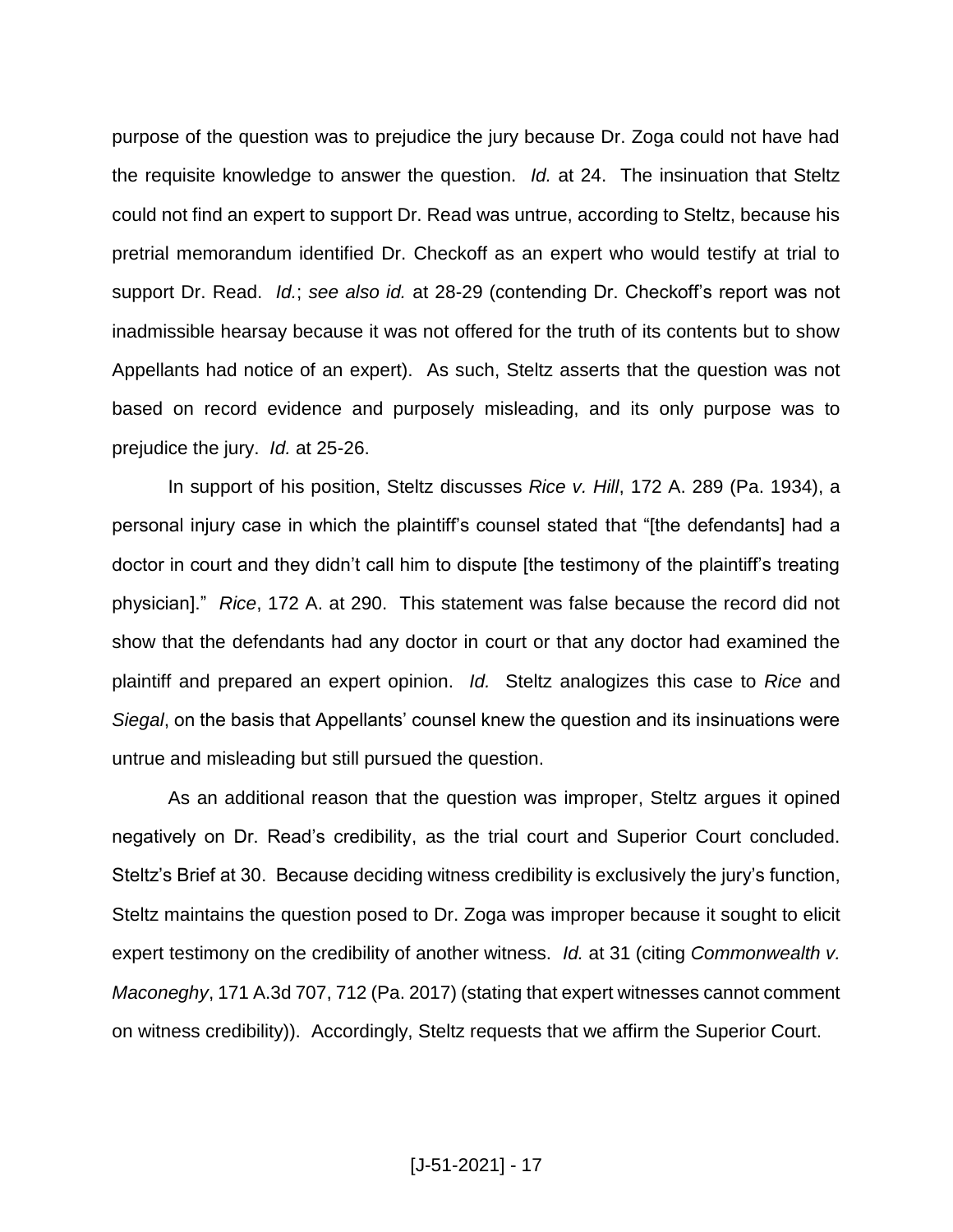purpose of the question was to prejudice the jury because Dr. Zoga could not have had the requisite knowledge to answer the question. *Id.* at 24. The insinuation that Steltz could not find an expert to support Dr. Read was untrue, according to Steltz, because his pretrial memorandum identified Dr. Checkoff as an expert who would testify at trial to support Dr. Read. *Id.*; *see also id.* at 28-29 (contending Dr. Checkoff's report was not inadmissible hearsay because it was not offered for the truth of its contents but to show Appellants had notice of an expert). As such, Steltz asserts that the question was not based on record evidence and purposely misleading, and its only purpose was to prejudice the jury. *Id.* at 25-26.

In support of his position, Steltz discusses *Rice v. Hill*, 172 A. 289 (Pa. 1934), a personal injury case in which the plaintiff's counsel stated that "[the defendants] had a doctor in court and they didn't call him to dispute [the testimony of the plaintiff's treating physician]." *Rice*, 172 A. at 290. This statement was false because the record did not show that the defendants had any doctor in court or that any doctor had examined the plaintiff and prepared an expert opinion. *Id.* Steltz analogizes this case to *Rice* and *Siegal*, on the basis that Appellants' counsel knew the question and its insinuations were untrue and misleading but still pursued the question.

As an additional reason that the question was improper, Steltz argues it opined negatively on Dr. Read's credibility, as the trial court and Superior Court concluded. Steltz's Brief at 30. Because deciding witness credibility is exclusively the jury's function, Steltz maintains the question posed to Dr. Zoga was improper because it sought to elicit expert testimony on the credibility of another witness. *Id.* at 31 (citing *Commonwealth v. Maconeghy*, 171 A.3d 707, 712 (Pa. 2017) (stating that expert witnesses cannot comment on witness credibility)). Accordingly, Steltz requests that we affirm the Superior Court.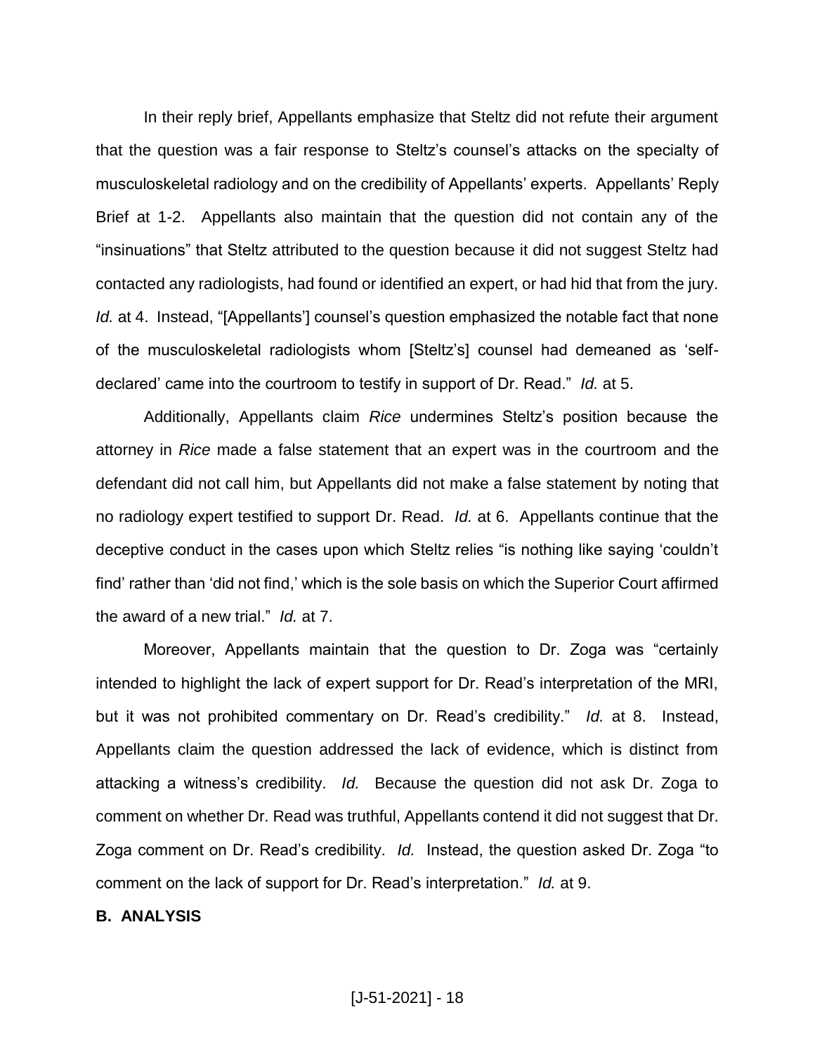In their reply brief, Appellants emphasize that Steltz did not refute their argument that the question was a fair response to Steltz's counsel's attacks on the specialty of musculoskeletal radiology and on the credibility of Appellants' experts. Appellants' Reply Brief at 1-2. Appellants also maintain that the question did not contain any of the "insinuations" that Steltz attributed to the question because it did not suggest Steltz had contacted any radiologists, had found or identified an expert, or had hid that from the jury. *Id.* at 4. Instead, "[Appellants'] counsel's question emphasized the notable fact that none of the musculoskeletal radiologists whom [Steltz's] counsel had demeaned as 'self-declared' came into the courtroom to testify in support of Dr. Read." *Id.* at 5.

Additionally, Appellants claim *Rice* undermines Steltz's position because the attorney in *Rice* made a false statement that an expert was in the courtroom and the defendant did not call him, but Appellants did not make a false statement by noting that no radiology expert testified to support Dr. Read. *Id.* at 6. Appellants continue that the deceptive conduct in the cases upon which Steltz relies "is nothing like saying 'couldn't find' rather than 'did not find,' which is the sole basis on which the Superior Court affirmed the award of a new trial." *Id.* at 7.

Moreover, Appellants maintain that the question to Dr. Zoga was "certainly intended to highlight the lack of expert support for Dr. Read's interpretation of the MRI, but it was not prohibited commentary on Dr. Read's credibility." *Id.* at 8. Instead, Appellants claim the question addressed the lack of evidence, which is distinct from attacking a witness's credibility. *Id.* Because the question did not ask Dr. Zoga to comment on whether Dr. Read was truthful, Appellants contend it did not suggest that Dr. Zoga comment on Dr. Read's credibility. *Id.* Instead, the question asked Dr. Zoga "to comment on the lack of support for Dr. Read's interpretation." *Id.* at 9.

**B. ANALYSIS**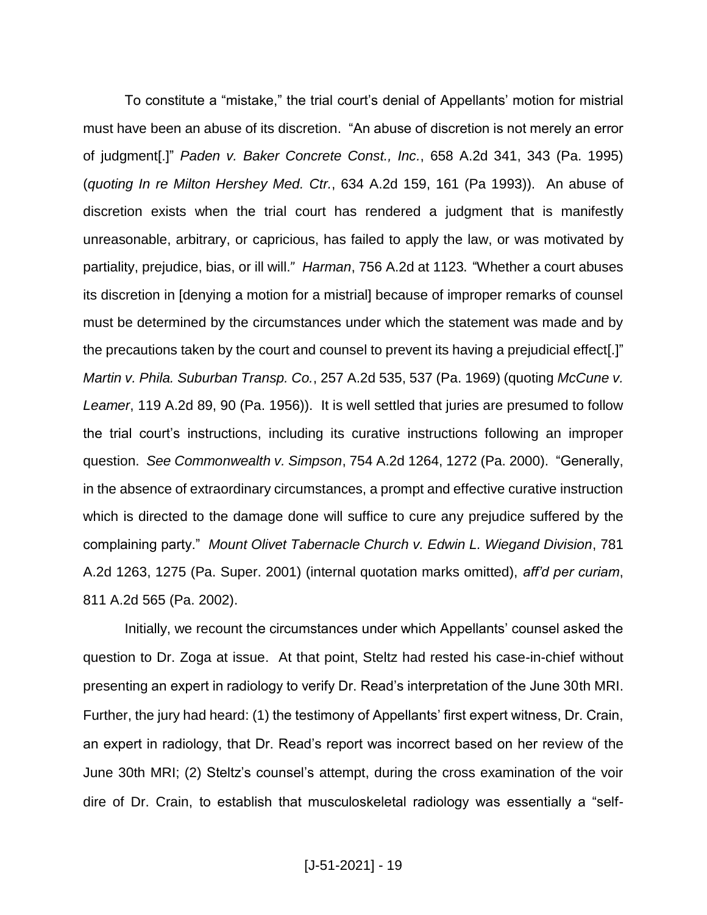To constitute a "mistake," the trial court's denial of Appellants' motion for mistrial must have been an abuse of its discretion. "An abuse of discretion is not merely an error of judgment[.]" *Paden v. Baker Concrete Const., Inc.*, 658 A.2d 341, 343 (Pa. 1995) (*quoting In re Milton Hershey Med. Ctr.*, 634 A.2d 159, 161 (Pa 1993)). An abuse of discretion exists when the trial court has rendered a judgment that is manifestly unreasonable, arbitrary, or capricious, has failed to apply the law, or was motivated by partiality, prejudice, bias, or ill will." *Harman*, 756 A.2d at 1123. "Whether a court abuses its discretion in [denying a motion for a mistrial] because of improper remarks of counsel must be determined by the circumstances under which the statement was made and by the precautions taken by the court and counsel to prevent its having a prejudicial effect[.]" *Martin v. Phila. Suburban Transp. Co.*, 257 A.2d 535, 537 (Pa. 1969) (quoting *McCune v. Leamer*, 119 A.2d 89, 90 (Pa. 1956)). It is well settled that juries are presumed to follow the trial court's instructions, including its curative instructions following an improper question. *See Commonwealth v. Simpson*, 754 A.2d 1264, 1272 (Pa. 2000). "Generally, in the absence of extraordinary circumstances, a prompt and effective curative instruction which is directed to the damage done will suffice to cure any prejudice suffered by the complaining party." *Mount Olivet Tabernacle Church v. Edwin L. Wiegand Division*, 781 A.2d 1263, 1275 (Pa. Super. 2001) (internal quotation marks omitted), *aff'd per curiam*, 811 A.2d 565 (Pa. 2002).

Initially, we recount the circumstances under which Appellants' counsel asked the question to Dr. Zoga at issue. At that point, Steltz had rested his case-in-chief without presenting an expert in radiology to verify Dr. Read's interpretation of the June 30th MRI. Further, the jury had heard: (1) the testimony of Appellants' first expert witness, Dr. Crain, an expert in radiology, that Dr. Read's report was incorrect based on her review of the June 30th MRI; (2) Steltz's counsel's attempt, during the cross examination of the voir dire of Dr. Crain, to establish that musculoskeletal radiology was essentially a "self-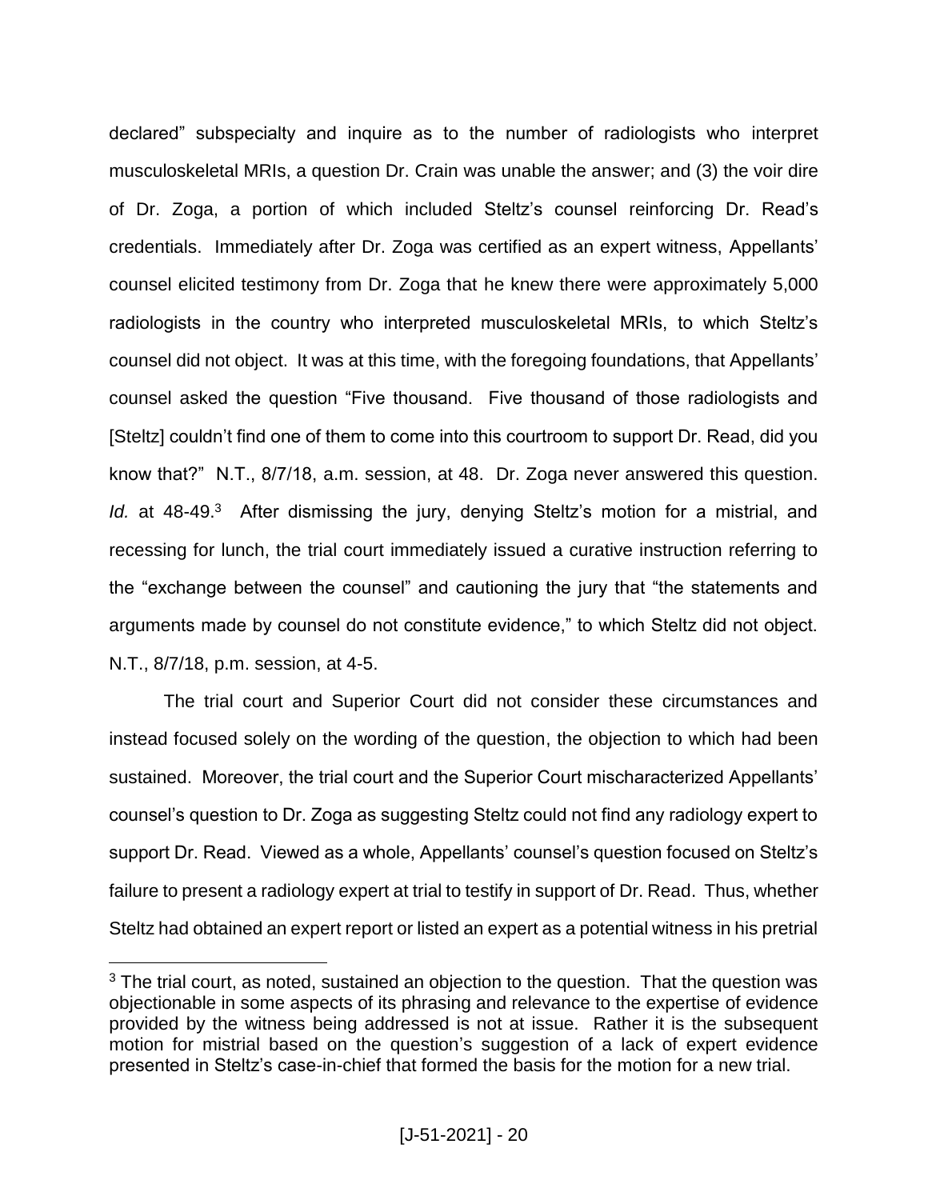declared" subspecialty and inquire as to the number of radiologists who interpret musculoskeletal MRIs, a question Dr. Crain was unable the answer; and (3) the voir dire of Dr. Zoga, a portion of which included Steltz's counsel reinforcing Dr. Read's credentials. Immediately after Dr. Zoga was certified as an expert witness, Appellants' counsel elicited testimony from Dr. Zoga that he knew there were approximately 5,000 radiologists in the country who interpreted musculoskeletal MRIs, to which Steltz's counsel did not object. It was at this time, with the foregoing foundations, that Appellants' counsel asked the question "Five thousand. Five thousand of those radiologists and [Steltz] couldn't find one of them to come into this courtroom to support Dr. Read, did you know that?" N.T., 8/7/18, a.m. session, at 48. Dr. Zoga never answered this question. *Id.* at 48-49.[3] After dismissing the jury, denying Steltz's motion for a mistrial, and recessing for lunch, the trial court immediately issued a curative instruction referring to the "exchange between the counsel" and cautioning the jury that "the statements and arguments made by counsel do not constitute evidence," to which Steltz did not object. N.T., 8/7/18, p.m. session, at 4-5.

The trial court and Superior Court did not consider these circumstances and instead focused solely on the wording of the question, the objection to which had been sustained. Moreover, the trial court and the Superior Court mischaracterized Appellants' counsel's question to Dr. Zoga as suggesting Steltz could not find any radiology expert to support Dr. Read. Viewed as a whole, Appellants' counsel's question focused on Steltz's failure to present a radiology expert at trial to testify in support of Dr. Read. Thus, whether Steltz had obtained an expert report or listed an expert as a potential witness in his pretrial

---

[3] The trial court, as noted, sustained an objection to the question. That the question was objectionable in some aspects of its phrasing and relevance to the expertise of evidence provided by the witness being addressed is not at issue. Rather it is the subsequent motion for mistrial based on the question's suggestion of a lack of expert evidence presented in Steltz's case-in-chief that formed the basis for the motion for a new trial.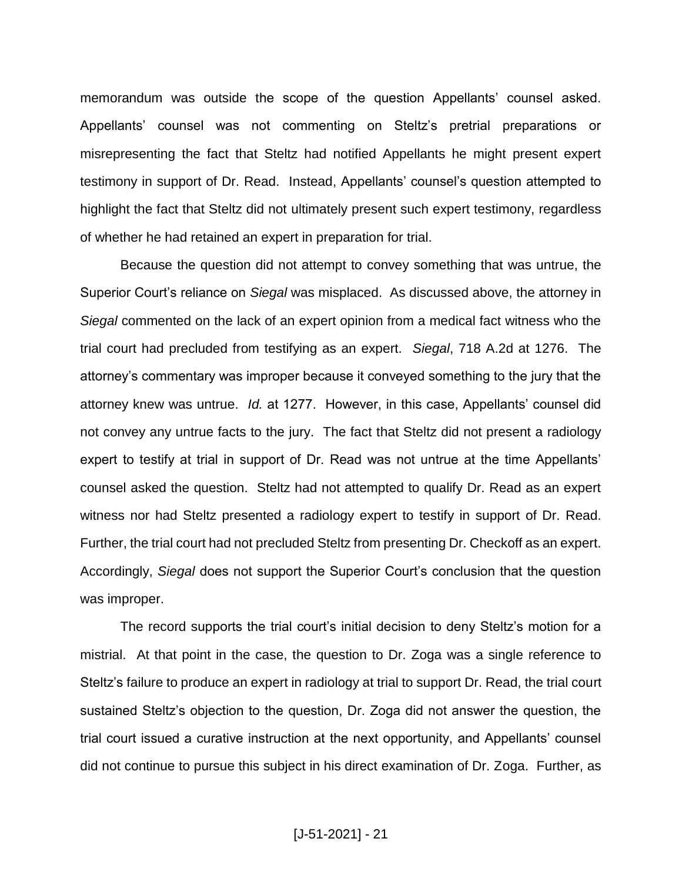memorandum was outside the scope of the question Appellants' counsel asked. Appellants' counsel was not commenting on Steltz's pretrial preparations or misrepresenting the fact that Steltz had notified Appellants he might present expert testimony in support of Dr. Read. Instead, Appellants' counsel's question attempted to highlight the fact that Steltz did not ultimately present such expert testimony, regardless of whether he had retained an expert in preparation for trial.

Because the question did not attempt to convey something that was untrue, the Superior Court's reliance on *Siegal* was misplaced. As discussed above, the attorney in *Siegal* commented on the lack of an expert opinion from a medical fact witness who the trial court had precluded from testifying as an expert. *Siegal*, 718 A.2d at 1276. The attorney's commentary was improper because it conveyed something to the jury that the attorney knew was untrue. *Id.* at 1277. However, in this case, Appellants' counsel did not convey any untrue facts to the jury. The fact that Steltz did not present a radiology expert to testify at trial in support of Dr. Read was not untrue at the time Appellants' counsel asked the question. Steltz had not attempted to qualify Dr. Read as an expert witness nor had Steltz presented a radiology expert to testify in support of Dr. Read. Further, the trial court had not precluded Steltz from presenting Dr. Checkoff as an expert. Accordingly, *Siegal* does not support the Superior Court's conclusion that the question was improper.

The record supports the trial court's initial decision to deny Steltz's motion for a mistrial. At that point in the case, the question to Dr. Zoga was a single reference to Steltz's failure to produce an expert in radiology at trial to support Dr. Read, the trial court sustained Steltz's objection to the question, Dr. Zoga did not answer the question, the trial court issued a curative instruction at the next opportunity, and Appellants' counsel did not continue to pursue this subject in his direct examination of Dr. Zoga. Further, as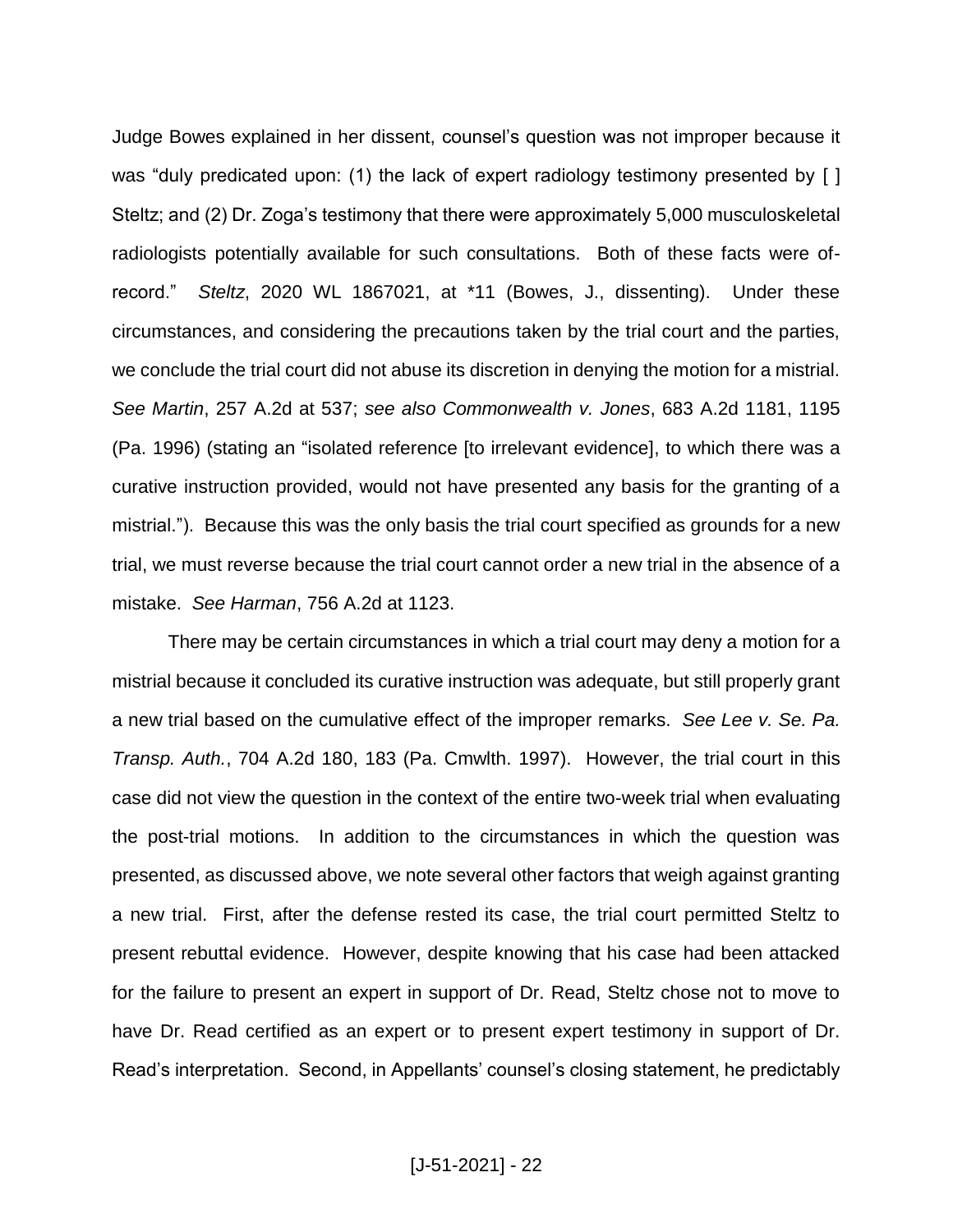Judge Bowes explained in her dissent, counsel's question was not improper because it was "duly predicated upon: (1) the lack of expert radiology testimony presented by [ ] Steltz; and (2) Dr. Zoga's testimony that there were approximately 5,000 musculoskeletal radiologists potentially available for such consultations. Both of these facts were of-record." *Steltz*, 2020 WL 1867021, at *11 (Bowes, J., dissenting). Under these circumstances, and considering the precautions taken by the trial court and the parties, we conclude the trial court did not abuse its discretion in denying the motion for a mistrial. *See Martin*, 257 A.2d at 537; *see also Commonwealth v. Jones*, 683 A.2d 1181, 1195 (Pa. 1996) (stating an "isolated reference [to irrelevant evidence], to which there was a curative instruction provided, would not have presented any basis for the granting of a mistrial."). Because this was the only basis the trial court specified as grounds for a new trial, we must reverse because the trial court cannot order a new trial in the absence of a mistake. *See Harman*, 756 A.2d at 1123.

There may be certain circumstances in which a trial court may deny a motion for a mistrial because it concluded its curative instruction was adequate, but still properly grant a new trial based on the cumulative effect of the improper remarks. *See Lee v. Se. Pa. Transp. Auth.*, 704 A.2d 180, 183 (Pa. Cmwlth. 1997). However, the trial court in this case did not view the question in the context of the entire two-week trial when evaluating the post-trial motions. In addition to the circumstances in which the question was presented, as discussed above, we note several other factors that weigh against granting a new trial. First, after the defense rested its case, the trial court permitted Steltz to present rebuttal evidence. However, despite knowing that his case had been attacked for the failure to present an expert in support of Dr. Read, Steltz chose not to move to have Dr. Read certified as an expert or to present expert testimony in support of Dr. Read's interpretation. Second, in Appellants' counsel's closing statement, he predictably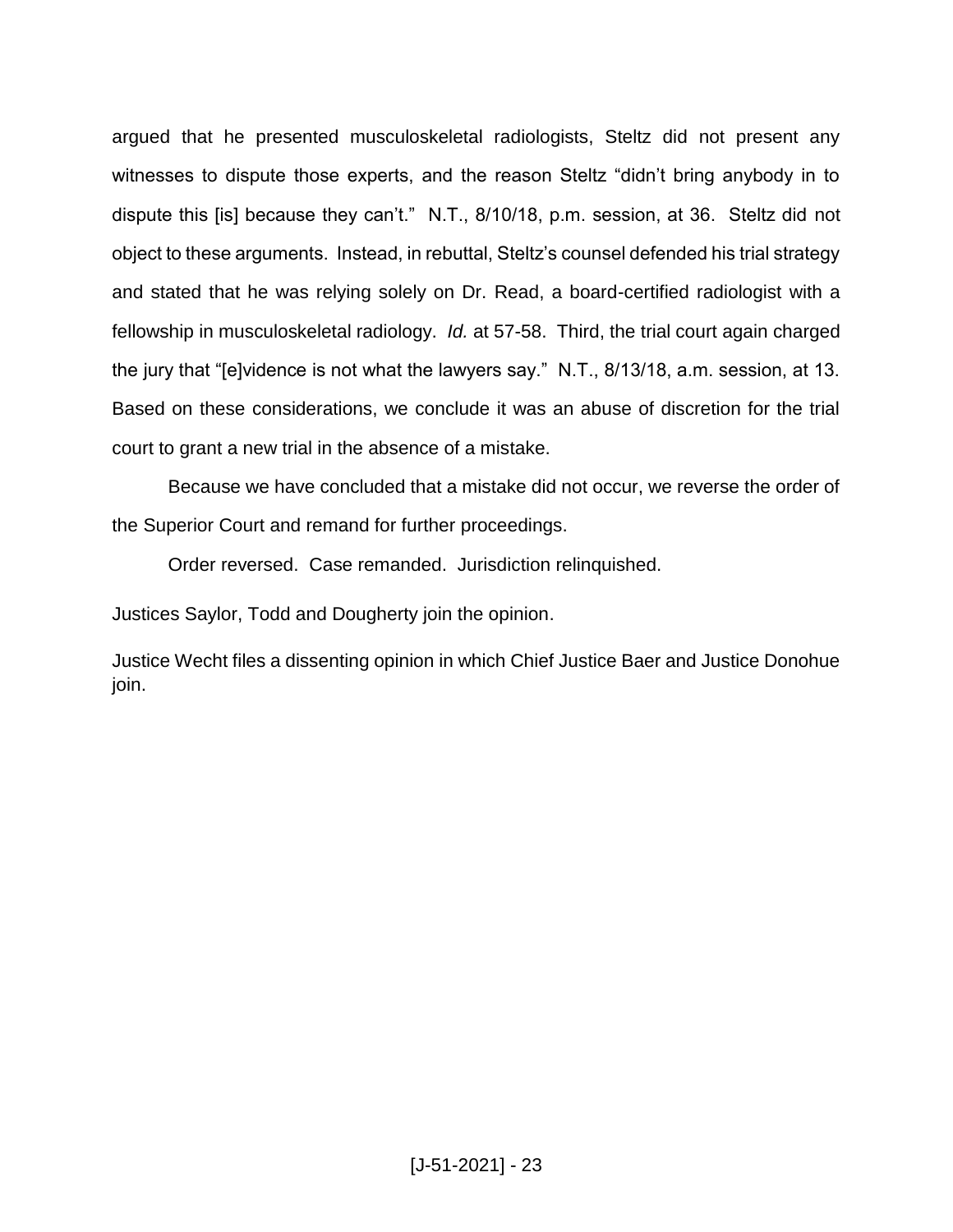argued that he presented musculoskeletal radiologists, Steltz did not present any witnesses to dispute those experts, and the reason Steltz "didn't bring anybody in to dispute this [is] because they can't." N.T., 8/10/18, p.m. session, at 36. Steltz did not object to these arguments. Instead, in rebuttal, Steltz's counsel defended his trial strategy and stated that he was relying solely on Dr. Read, a board-certified radiologist with a fellowship in musculoskeletal radiology. *Id.* at 57-58. Third, the trial court again charged the jury that "[e]vidence is not what the lawyers say." N.T., 8/13/18, a.m. session, at 13. Based on these considerations, we conclude it was an abuse of discretion for the trial court to grant a new trial in the absence of a mistake.

Because we have concluded that a mistake did not occur, we reverse the order of the Superior Court and remand for further proceedings.

Order reversed. Case remanded. Jurisdiction relinquished.

Justices Saylor, Todd and Dougherty join the opinion.

Justice Wecht files a dissenting opinion in which Chief Justice Baer and Justice Donohue join.